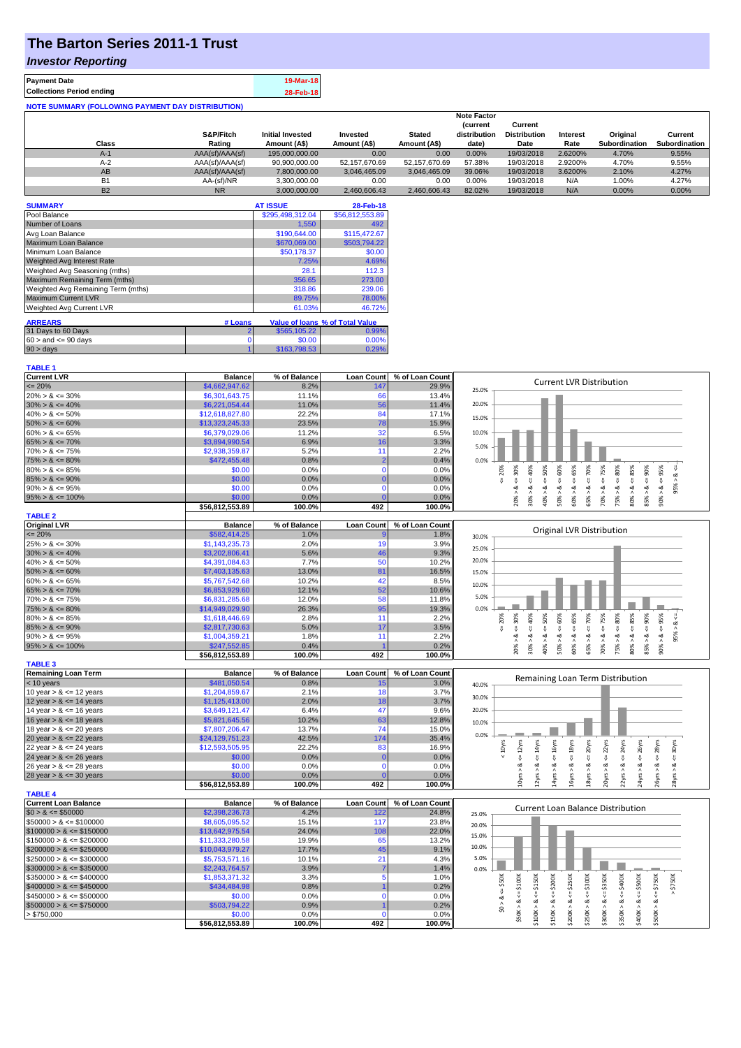# The Barton Series 2011-1 Trust

## *Investor Reporting*

| Payment Date | 19-Mar-18 |
|---|---|
| Collections Period ending | 28-Feb-18 |

**NOTE SUMMARY (FOLLOWING PAYMENT DAY DISTRIBUTION)**

| Class | S&P/Fitch Rating | Initial Invested Amount (A$) | Invested Amount (A$) | Stated Amount (A$) | Note Factor (current distribution date) | Current Distribution Date | Interest Rate | Original Subordination | Current Subordination |
|---|---|---|---|---|---|---|---|---|---|
| A-1 | AAA(sf)/AAA(sf) | 195,000,000.00 | 0.00 | 0.00 | 0.00% | 19/03/2018 | 2.6200% | 4.70% | 9.55% |
| A-2 | AAA(sf)/AAA(sf) | 90,900,000.00 | 52,157,670.69 | 52,157,670.69 | 57.38% | 19/03/2018 | 2.9200% | 4.70% | 9.55% |
| AB | AAA(sf)/AAA(sf) | 7,800,000.00 | 3,046,465.09 | 3,046,465.09 | 39.06% | 19/03/2018 | 3.6200% | 2.10% | 4.27% |
| B1 | AA-(sf)/NR | 3,300,000.00 | 0.00 | 0.00 | 0.00% | 19/03/2018 | N/A | 1.00% | 4.27% |
| B2 | NR | 3,000,000.00 | 2,460,606.43 | 2,460,606.43 | 82.02% | 19/03/2018 | N/A | 0.00% | 0.00% |

| SUMMARY | AT ISSUE | 28-Feb-18 |
|---|---|---|
| Pool Balance | $295,498,312.04 | $56,812,553.89 |
| Number of Loans | 1,550 | 492 |
| Avg Loan Balance | $190,644.00 | $115,472.67 |
| Maximum Loan Balance | $670,069.00 | $503,794.22 |
| Minimum Loan Balance | $50,178.37 | $0.00 |
| Weighted Avg Interest Rate | 7.25% | 4.69% |
| Weighted Avg Seasoning (mths) | 28.1 | 112.3 |
| Maximum Remaining Term (mths) | 356.65 | 273.00 |
| Weighted Avg Remaining Term (mths) | 318.86 | 239.06 |
| Maximum Current LVR | 89.75% | 78.00% |
| Weighted Avg Current LVR | 61.03% | 46.72% |

| ARREARS | # Loans | Value of loans | % of Total Value |
|---|---|---|---|
| 31 Days to 60 Days | 2 | $565,105.22 | 0.99% |
| 60 > and <= 90 days | 0 | $0.00 | 0.00% |
| 90 > days | 1 | $163,798.53 | 0.29% |

**TABLE 1**

| Current LVR | Balance | % of Balance | Loan Count | % of Loan Count |
|---|---|---|---|---|
| <= 20% | $4,662,947.62 | 8.2% | 147 | 29.9% |
| 20% > & <= 30% | $6,301,643.75 | 11.1% | 66 | 13.4% |
| 30% > & <= 40% | $6,221,054.44 | 11.0% | 56 | 11.4% |
| 40% > & <= 50% | $12,618,827.80 | 22.2% | 84 | 17.1% |
| 50% > & <= 60% | $13,323,245.33 | 23.5% | 78 | 15.9% |
| 60% > & <= 65% | $6,379,029.06 | 11.2% | 32 | 6.5% |
| 65% > & <= 70% | $3,894,990.54 | 6.9% | 16 | 3.3% |
| 70% > & <= 75% | $2,938,359.87 | 5.2% | 11 | 2.2% |
| 75% > & <= 80% | $472,455.48 | 0.8% | 2 | 0.4% |
| 80% > & <= 85% | $0.00 | 0.0% | 0 | 0.0% |
| 85% > & <= 90% | $0.00 | 0.0% | 0 | 0.0% |
| 90% > & <= 95% | $0.00 | 0.0% | 0 | 0.0% |
| 95% > & <= 100% | $0.00 | 0.0% | 0 | 0.0% |
| | $56,812,553.89 | 100.0% | 492 | 100.0% |

**TABLE 2**

| Original LVR | Balance | % of Balance | Loan Count | % of Loan Count |
|---|---|---|---|---|
| <= 20% | $582,414.25 | 1.0% | 9 | 1.8% |
| 25% > & <= 30% | $1,143,235.73 | 2.0% | 19 | 3.9% |
| 30% > & <= 40% | $3,202,806.41 | 5.6% | 46 | 9.3% |
| 40% > & <= 50% | $4,391,084.63 | 7.7% | 50 | 10.2% |
| 50% > & <= 60% | $7,403,135.63 | 13.0% | 81 | 16.5% |
| 60% > & <= 65% | $5,767,542.68 | 10.2% | 42 | 8.5% |
| 65% > & <= 70% | $6,853,929.60 | 12.1% | 52 | 10.6% |
| 70% > & <= 75% | $6,831,285.68 | 12.0% | 58 | 11.8% |
| 75% > & <= 80% | $14,949,029.90 | 26.3% | 95 | 19.3% |
| 80% > & <= 85% | $1,618,446.69 | 2.8% | 11 | 2.2% |
| 85% > & <= 90% | $2,817,730.63 | 5.0% | 17 | 3.5% |
| 90% > & <= 95% | $1,004,359.21 | 1.8% | 11 | 2.2% |
| 95% > & <= 100% | $247,552.85 | 0.4% | 1 | 0.2% |
| | $56,812,553.89 | 100.0% | 492 | 100.0% |

**TABLE 3**

| Remaining Loan Term | Balance | % of Balance | Loan Count | % of Loan Count |
|---|---|---|---|---|
| < 10 years | $481,050.54 | 0.8% | 15 | 3.0% |
| 10 year > & <= 12 years | $1,204,859.67 | 2.1% | 18 | 3.7% |
| 12 year > & <= 14 years | $1,125,413.00 | 2.0% | 18 | 3.7% |
| 14 year > & <= 16 years | $3,649,121.47 | 6.4% | 47 | 9.6% |
| 16 year > & <= 18 years | $5,821,645.56 | 10.2% | 63 | 12.8% |
| 18 year > & <= 20 years | $7,807,206.47 | 13.7% | 74 | 15.0% |
| 20 year > & <= 22 years | $24,129,751.23 | 42.5% | 174 | 35.4% |
| 22 year > & <= 24 years | $12,593,505.95 | 22.2% | 83 | 16.9% |
| 24 year > & <= 26 years | $0.00 | 0.0% | 0 | 0.0% |
| 26 year > & <= 28 years | $0.00 | 0.0% | 0 | 0.0% |
| 28 year > & <= 30 years | $0.00 | 0.0% | 0 | 0.0% |
| | $56,812,553.89 | 100.0% | 492 | 100.0% |

**TABLE 4**

| Current Loan Balance | Balance | % of Balance | Loan Count | % of Loan Count |
|---|---|---|---|---|
| $0 > & <= $50000 | $2,398,236.73 | 4.2% | 122 | 24.8% |
| $50000 > & <= $100000 | $8,605,095.52 | 15.1% | 117 | 23.8% |
| $100000 > & <= $150000 | $13,642,975.54 | 24.0% | 108 | 22.0% |
| $150000 > & <= $200000 | $11,333,280.58 | 19.9% | 65 | 13.2% |
| $200000 > & <= $250000 | $10,043,979.27 | 17.7% | 45 | 9.1% |
| $250000 > & <= $300000 | $5,753,571.16 | 10.1% | 21 | 4.3% |
| $300000 > & <= $350000 | $2,243,764.57 | 3.9% | 7 | 1.4% |
| $350000 > & <= $400000 | $1,853,371.32 | 3.3% | 5 | 1.0% |
| $400000 > & <= $450000 | $434,484.98 | 0.8% | 1 | 0.2% |
| $450000 > & <= $500000 | $0.00 | 0.0% | 0 | 0.0% |
| $500000 > & <= $750000 | $503,794.22 | 0.9% | 1 | 0.2% |
| > $750,000 | $0.00 | 0.0% | 0 | 0.0% |
| | $56,812,553.89 | 100.0% | 492 | 100.0% |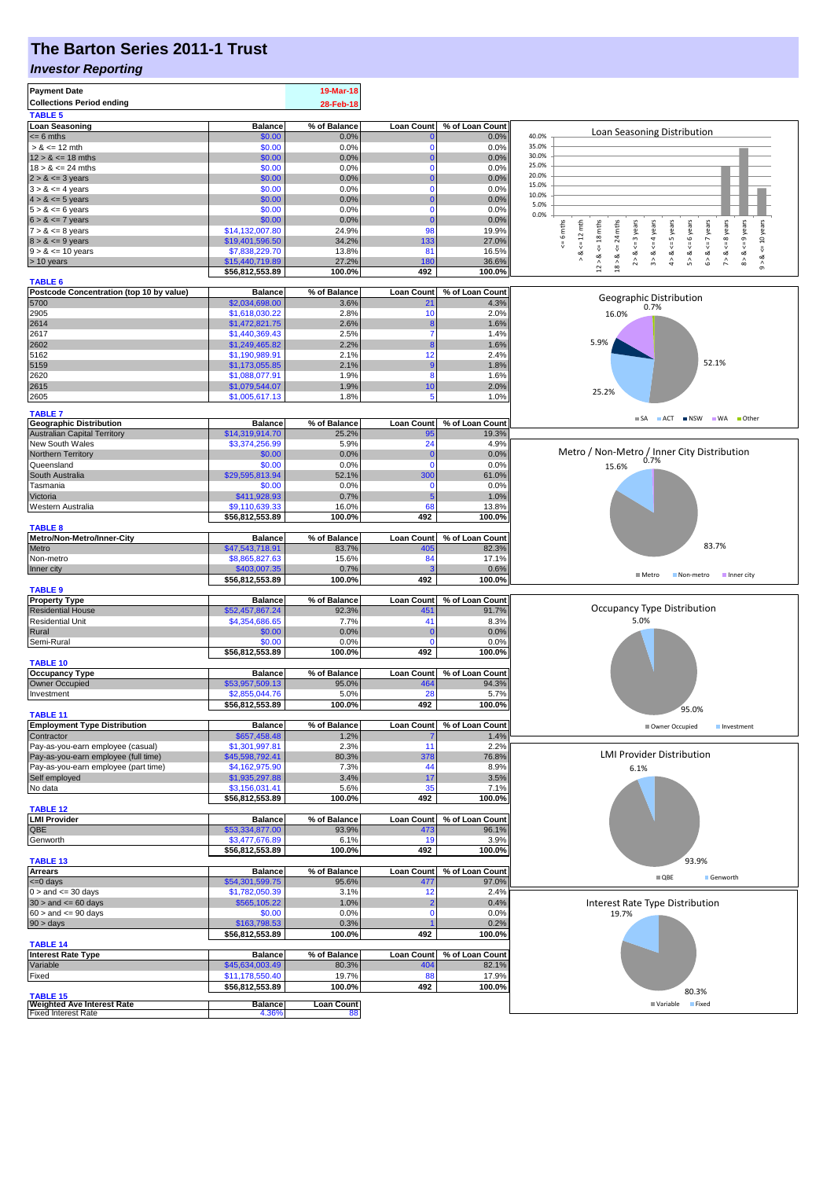# The Barton Series 2011-1 Trust

## *Investor Reporting*

| | |
|---|---|
| **Payment Date** | 19-Mar-18 |
| **Collections Period ending** | 28-Feb-18 |

**TABLE 5**

| Loan Seasoning | Balance | % of Balance | Loan Count | % of Loan Count |
|---|---|---|---|---|
| <= 6 mths | $0.00 | 0.0% | 0 | 0.0% |
| > & <= 12 mth | $0.00 | 0.0% | 0 | 0.0% |
| 12 > & <= 18 mths | $0.00 | 0.0% | 0 | 0.0% |
| 18 > & <= 24 mths | $0.00 | 0.0% | 0 | 0.0% |
| 2 > & <= 3 years | $0.00 | 0.0% | 0 | 0.0% |
| 3 > & <= 4 years | $0.00 | 0.0% | 0 | 0.0% |
| 4 > & <= 5 years | $0.00 | 0.0% | 0 | 0.0% |
| 5 > & <= 6 years | $0.00 | 0.0% | 0 | 0.0% |
| 6 > & <= 7 years | $0.00 | 0.0% | 0 | 0.0% |
| 7 > & <= 8 years | $14,132,007.80 | 24.9% | 98 | 19.9% |
| 8 > & <= 9 years | $19,401,596.50 | 34.2% | 133 | 27.0% |
| 9 > & <= 10 years | $7,838,229.70 | 13.8% | 81 | 16.5% |
| > 10 years | $15,440,719.89 | 27.2% | 180 | 36.6% |
| | $56,812,553.89 | 100.0% | 492 | 100.0% |

**TABLE 6**

| Postcode Concentration (top 10 by value) | Balance | % of Balance | Loan Count | % of Loan Count |
|---|---|---|---|---|
| 5700 | $2,034,698.00 | 3.6% | 21 | 4.3% |
| 2905 | $1,618,030.22 | 2.8% | 10 | 2.0% |
| 2614 | $1,472,821.75 | 2.6% | 8 | 1.6% |
| 2617 | $1,440,369.43 | 2.5% | 7 | 1.4% |
| 2602 | $1,249,465.82 | 2.2% | 8 | 1.6% |
| 5162 | $1,190,989.91 | 2.1% | 12 | 2.4% |
| 5159 | $1,173,055.85 | 2.1% | 9 | 1.8% |
| 2620 | $1,088,077.91 | 1.9% | 8 | 1.6% |
| 2615 | $1,079,544.07 | 1.9% | 10 | 2.0% |
| 2605 | $1,005,617.13 | 1.8% | 5 | 1.0% |

**TABLE 7**

| Geographic Distribution | Balance | % of Balance | Loan Count | % of Loan Count |
|---|---|---|---|---|
| Australian Capital Territory | $14,319,914.70 | 25.2% | 95 | 19.3% |
| New South Wales | $3,374,256.99 | 5.9% | 24 | 4.9% |
| Northern Territory | $0.00 | 0.0% | 0 | 0.0% |
| Queensland | $0.00 | 0.0% | 0 | 0.0% |
| South Australia | $29,595,813.94 | 52.1% | 300 | 61.0% |
| Tasmania | $0.00 | 0.0% | 0 | 0.0% |
| Victoria | $411,928.93 | 0.7% | 5 | 1.0% |
| Western Australia | $9,110,639.33 | 16.0% | 68 | 13.8% |
| | $56,812,553.89 | 100.0% | 492 | 100.0% |

**TABLE 8**

| Metro/Non-Metro/Inner-City | Balance | % of Balance | Loan Count | % of Loan Count |
|---|---|---|---|---|
| Metro | $47,543,718.91 | 83.7% | 405 | 82.3% |
| Non-metro | $8,865,827.63 | 15.6% | 84 | 17.1% |
| Inner city | $403,007.35 | 0.7% | 3 | 0.6% |
| | $56,812,553.89 | 100.0% | 492 | 100.0% |

**TABLE 9**

| Property Type | Balance | % of Balance | Loan Count | % of Loan Count |
|---|---|---|---|---|
| Residential House | $52,457,867.24 | 92.3% | 451 | 91.7% |
| Residential Unit | $4,354,686.65 | 7.7% | 41 | 8.3% |
| Rural | $0.00 | 0.0% | 0 | 0.0% |
| Semi-Rural | $0.00 | 0.0% | 0 | 0.0% |
| | $56,812,553.89 | 100.0% | 492 | 100.0% |

**TABLE 10**

| Occupancy Type | Balance | % of Balance | Loan Count | % of Loan Count |
|---|---|---|---|---|
| Owner Occupied | $53,957,509.13 | 95.0% | 464 | 94.3% |
| Investment | $2,855,044.76 | 5.0% | 28 | 5.7% |
| | $56,812,553.89 | 100.0% | 492 | 100.0% |

**TABLE 11**

| Employment Type Distribution | Balance | % of Balance | Loan Count | % of Loan Count |
|---|---|---|---|---|
| Contractor | $657,458.48 | 1.2% | 7 | 1.4% |
| Pay-as-you-earn employee (casual) | $1,301,997.81 | 2.3% | 11 | 2.2% |
| Pay-as-you-earn employee (full time) | $45,598,792.41 | 80.3% | 378 | 76.8% |
| Pay-as-you-earn employee (part time) | $4,162,975.90 | 7.3% | 44 | 8.9% |
| Self employed | $1,935,297.88 | 3.4% | 17 | 3.5% |
| No data | $3,156,031.41 | 5.6% | 35 | 7.1% |
| | $56,812,553.89 | 100.0% | 492 | 100.0% |

**TABLE 12**

| LMI Provider | Balance | % of Balance | Loan Count | % of Loan Count |
|---|---|---|---|---|
| QBE | $53,334,877.00 | 93.9% | 473 | 96.1% |
| Genworth | $3,477,676.89 | 6.1% | 19 | 3.9% |
| | $56,812,553.89 | 100.0% | 492 | 100.0% |

**TABLE 13**

| Arrears | Balance | % of Balance | Loan Count | % of Loan Count |
|---|---|---|---|---|
| <=0 days | $54,301,599.75 | 95.6% | 477 | 97.0% |
| 0 > and <= 30 days | $1,782,050.39 | 3.1% | 12 | 2.4% |
| 30 > and <= 60 days | $565,105.22 | 1.0% | 2 | 0.4% |
| 60 > and <= 90 days | $0.00 | 0.0% | 0 | 0.0% |
| 90 > days | $163,798.53 | 0.3% | 1 | 0.2% |
| | $56,812,553.89 | 100.0% | 492 | 100.0% |

**TABLE 14**

| Interest Rate Type | Balance | % of Balance | Loan Count | % of Loan Count |
|---|---|---|---|---|
| Variable | $45,634,003.49 | 80.3% | 404 | 82.1% |
| Fixed | $11,178,550.40 | 19.7% | 88 | 17.9% |
| | $56,812,553.89 | 100.0% | 492 | 100.0% |

**TABLE 15**

| Weighted Ave Interest Rate | Balance | Loan Count |
|---|---|---|
| Fixed Interest Rate | 4.36% | 88 |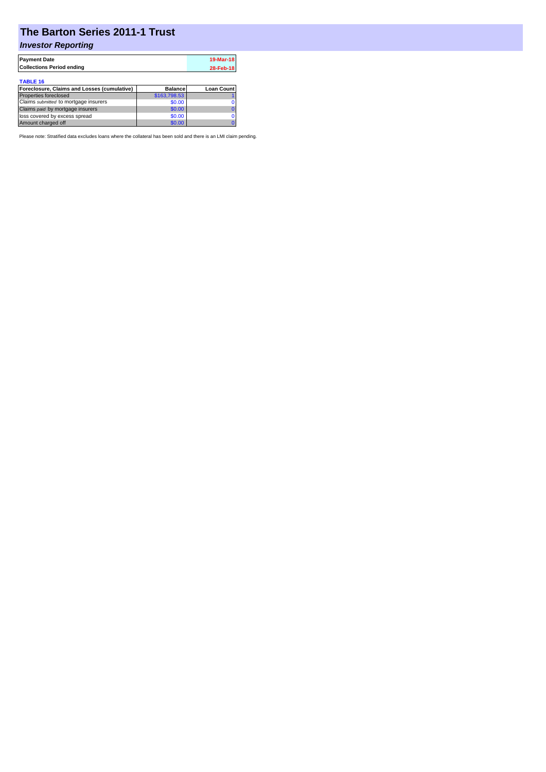# The Barton Series 2011-1 Trust

## *Investor Reporting*

| | |
|---|---|
| **Payment Date** | **19-Mar-18** |
| **Collections Period ending** | **28-Feb-18** |

**TABLE 16**

| Foreclosure, Claims and Losses (cumulative) | Balance | Loan Count |
|---|---|---|
| Properties foreclosed | $163,798.53 | 1 |
| Claims *submitted* to mortgage insurers | $0.00 | 0 |
| Claims *paid* by mortgage insurers | $0.00 | 0 |
| loss covered by excess spread | $0.00 | 0 |
| Amount charged off | $0.00 | 0 |

Please note: Stratified data excludes loans where the collateral has been sold and there is an LMI claim pending.